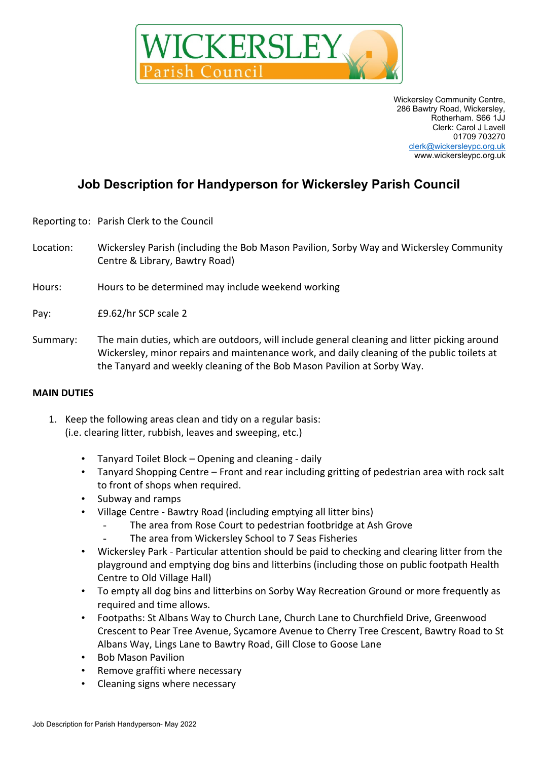WICKERSLEY Parish Council

Wickersley Community Centre,
286 Bawtry Road, Wickersley,
Rotherham. S66 1JJ
Clerk: Carol J Lavell
01709 703270
clerk@wickersleypc.org.uk
www.wickersleypc.org.uk

# Job Description for Handyperson for Wickersley Parish Council

Reporting to: Parish Clerk to the Council

Location: Wickersley Parish (including the Bob Mason Pavilion, Sorby Way and Wickersley Community Centre & Library, Bawtry Road)

Hours: Hours to be determined may include weekend working

Pay: £9.62/hr SCP scale 2

Summary: The main duties, which are outdoors, will include general cleaning and litter picking around Wickersley, minor repairs and maintenance work, and daily cleaning of the public toilets at the Tanyard and weekly cleaning of the Bob Mason Pavilion at Sorby Way.

**MAIN DUTIES**

1. Keep the following areas clean and tidy on a regular basis:
   (i.e. clearing litter, rubbish, leaves and sweeping, etc.)

   - Tanyard Toilet Block – Opening and cleaning - daily
   - Tanyard Shopping Centre – Front and rear including gritting of pedestrian area with rock salt to front of shops when required.
   - Subway and ramps
   - Village Centre - Bawtry Road (including emptying all litter bins)
     - The area from Rose Court to pedestrian footbridge at Ash Grove
     - The area from Wickersley School to 7 Seas Fisheries
   - Wickersley Park - Particular attention should be paid to checking and clearing litter from the playground and emptying dog bins and litterbins (including those on public footpath Health Centre to Old Village Hall)
   - To empty all dog bins and litterbins on Sorby Way Recreation Ground or more frequently as required and time allows.
   - Footpaths: St Albans Way to Church Lane, Church Lane to Churchfield Drive, Greenwood Crescent to Pear Tree Avenue, Sycamore Avenue to Cherry Tree Crescent, Bawtry Road to St Albans Way, Lings Lane to Bawtry Road, Gill Close to Goose Lane
   - Bob Mason Pavilion
   - Remove graffiti where necessary
   - Cleaning signs where necessary

Job Description for Parish Handyperson- May 2022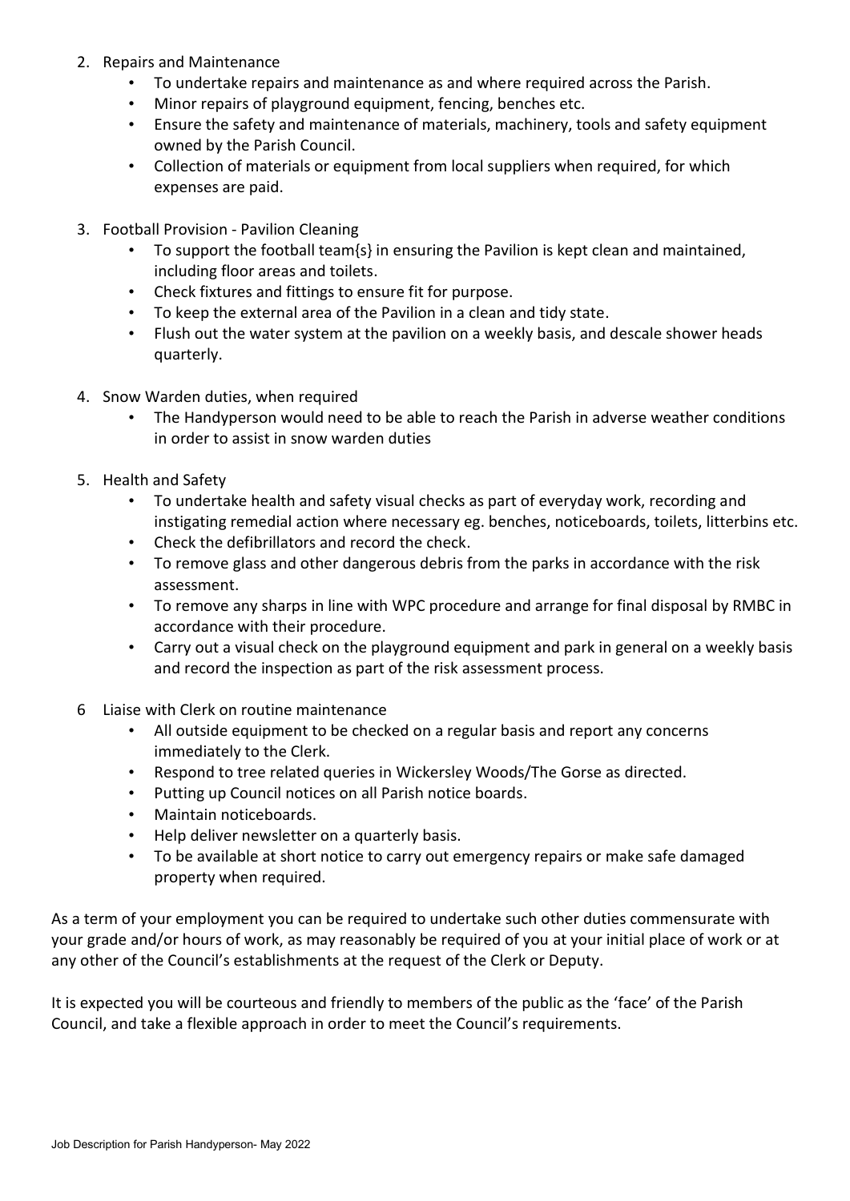2. Repairs and Maintenance
    - To undertake repairs and maintenance as and where required across the Parish.
    - Minor repairs of playground equipment, fencing, benches etc.
    - Ensure the safety and maintenance of materials, machinery, tools and safety equipment owned by the Parish Council.
    - Collection of materials or equipment from local suppliers when required, for which expenses are paid.

3. Football Provision - Pavilion Cleaning
    - To support the football team{s} in ensuring the Pavilion is kept clean and maintained, including floor areas and toilets.
    - Check fixtures and fittings to ensure fit for purpose.
    - To keep the external area of the Pavilion in a clean and tidy state.
    - Flush out the water system at the pavilion on a weekly basis, and descale shower heads quarterly.

4. Snow Warden duties, when required
    - The Handyperson would need to be able to reach the Parish in adverse weather conditions in order to assist in snow warden duties

5. Health and Safety
    - To undertake health and safety visual checks as part of everyday work, recording and instigating remedial action where necessary eg. benches, noticeboards, toilets, litterbins etc.
    - Check the defibrillators and record the check.
    - To remove glass and other dangerous debris from the parks in accordance with the risk assessment.
    - To remove any sharps in line with WPC procedure and arrange for final disposal by RMBC in accordance with their procedure.
    - Carry out a visual check on the playground equipment and park in general on a weekly basis and record the inspection as part of the risk assessment process.

6 Liaise with Clerk on routine maintenance
    - All outside equipment to be checked on a regular basis and report any concerns immediately to the Clerk.
    - Respond to tree related queries in Wickersley Woods/The Gorse as directed.
    - Putting up Council notices on all Parish notice boards.
    - Maintain noticeboards.
    - Help deliver newsletter on a quarterly basis.
    - To be available at short notice to carry out emergency repairs or make safe damaged property when required.

As a term of your employment you can be required to undertake such other duties commensurate with your grade and/or hours of work, as may reasonably be required of you at your initial place of work or at any other of the Council's establishments at the request of the Clerk or Deputy.

It is expected you will be courteous and friendly to members of the public as the 'face' of the Parish Council, and take a flexible approach in order to meet the Council's requirements.